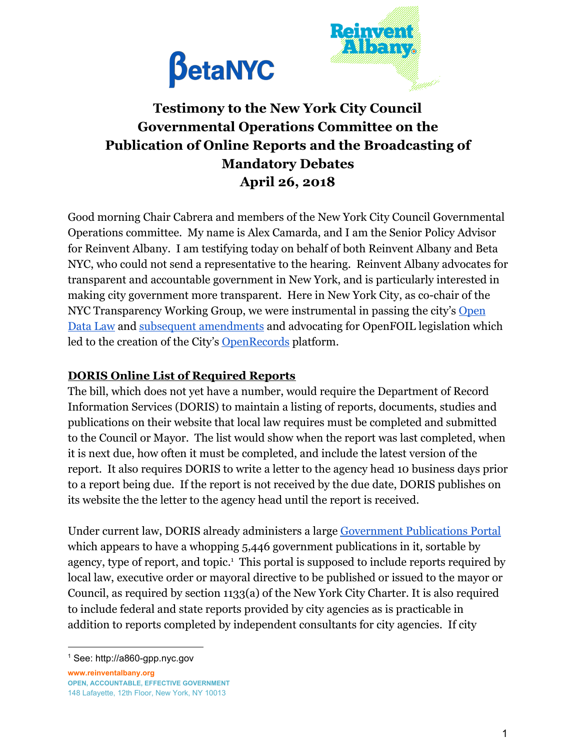# Testimony to the New York City Council Governmental Operations Committee on the Publication of Online Reports and the Broadcasting of Mandatory Debates

**April 26, 2018**

Good morning Chair Cabrera and members of the New York City Council Governmental Operations committee. My name is Alex Camarda, and I am the Senior Policy Advisor for Reinvent Albany. I am testifying today on behalf of both Reinvent Albany and Beta NYC, who could not send a representative to the hearing. Reinvent Albany advocates for transparent and accountable government in New York, and is particularly interested in making city government more transparent. Here in New York City, as co-chair of the NYC Transparency Working Group, we were instrumental in passing the city's Open Data Law and subsequent amendments and advocating for OpenFOIL legislation which led to the creation of the City's OpenRecords platform.

## DORIS Online List of Required Reports

The bill, which does not yet have a number, would require the Department of Record Information Services (DORIS) to maintain a listing of reports, documents, studies and publications on their website that local law requires must be completed and submitted to the Council or Mayor. The list would show when the report was last completed, when it is next due, how often it must be completed, and include the latest version of the report. It also requires DORIS to write a letter to the agency head 10 business days prior to a report being due. If the report is not received by the due date, DORIS publishes on its website the the letter to the agency head until the report is received.

Under current law, DORIS already administers a large Government Publications Portal which appears to have a whopping 5,446 government publications in it, sortable by agency, type of report, and topic.[1] This portal is supposed to include reports required by local law, executive order or mayoral directive to be published or issued to the mayor or Council, as required by section 1133(a) of the New York City Charter. It is also required to include federal and state reports provided by city agencies as is practicable in addition to reports completed by independent consultants for city agencies. If city

[1] See: http://a860-gpp.nyc.gov

www.reinventalbany.org
OPEN, ACCOUNTABLE, EFFECTIVE GOVERNMENT
148 Lafayette, 12th Floor, New York, NY 10013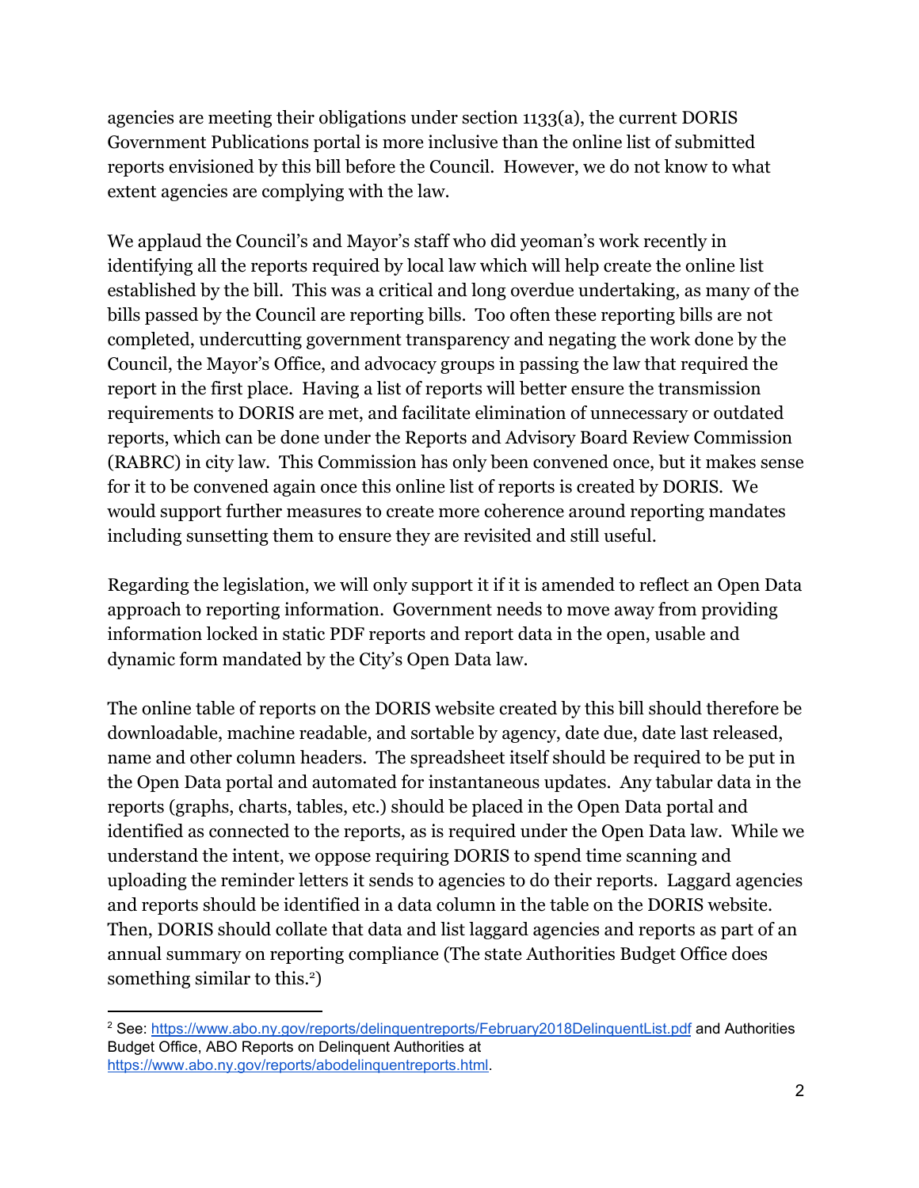agencies are meeting their obligations under section 1133(a), the current DORIS Government Publications portal is more inclusive than the online list of submitted reports envisioned by this bill before the Council. However, we do not know to what extent agencies are complying with the law.

We applaud the Council's and Mayor's staff who did yeoman's work recently in identifying all the reports required by local law which will help create the online list established by the bill. This was a critical and long overdue undertaking, as many of the bills passed by the Council are reporting bills. Too often these reporting bills are not completed, undercutting government transparency and negating the work done by the Council, the Mayor's Office, and advocacy groups in passing the law that required the report in the first place. Having a list of reports will better ensure the transmission requirements to DORIS are met, and facilitate elimination of unnecessary or outdated reports, which can be done under the Reports and Advisory Board Review Commission (RABRC) in city law. This Commission has only been convened once, but it makes sense for it to be convened again once this online list of reports is created by DORIS. We would support further measures to create more coherence around reporting mandates including sunsetting them to ensure they are revisited and still useful.

Regarding the legislation, we will only support it if it is amended to reflect an Open Data approach to reporting information. Government needs to move away from providing information locked in static PDF reports and report data in the open, usable and dynamic form mandated by the City's Open Data law.

The online table of reports on the DORIS website created by this bill should therefore be downloadable, machine readable, and sortable by agency, date due, date last released, name and other column headers. The spreadsheet itself should be required to be put in the Open Data portal and automated for instantaneous updates. Any tabular data in the reports (graphs, charts, tables, etc.) should be placed in the Open Data portal and identified as connected to the reports, as is required under the Open Data law. While we understand the intent, we oppose requiring DORIS to spend time scanning and uploading the reminder letters it sends to agencies to do their reports. Laggard agencies and reports should be identified in a data column in the table on the DORIS website. Then, DORIS should collate that data and list laggard agencies and reports as part of an annual summary on reporting compliance (The state Authorities Budget Office does something similar to this.[2])

---

[2] See: https://www.abo.ny.gov/reports/delinquentreports/February2018DelinquentList.pdf and Authorities Budget Office, ABO Reports on Delinquent Authorities at https://www.abo.ny.gov/reports/abodelinquentreports.html.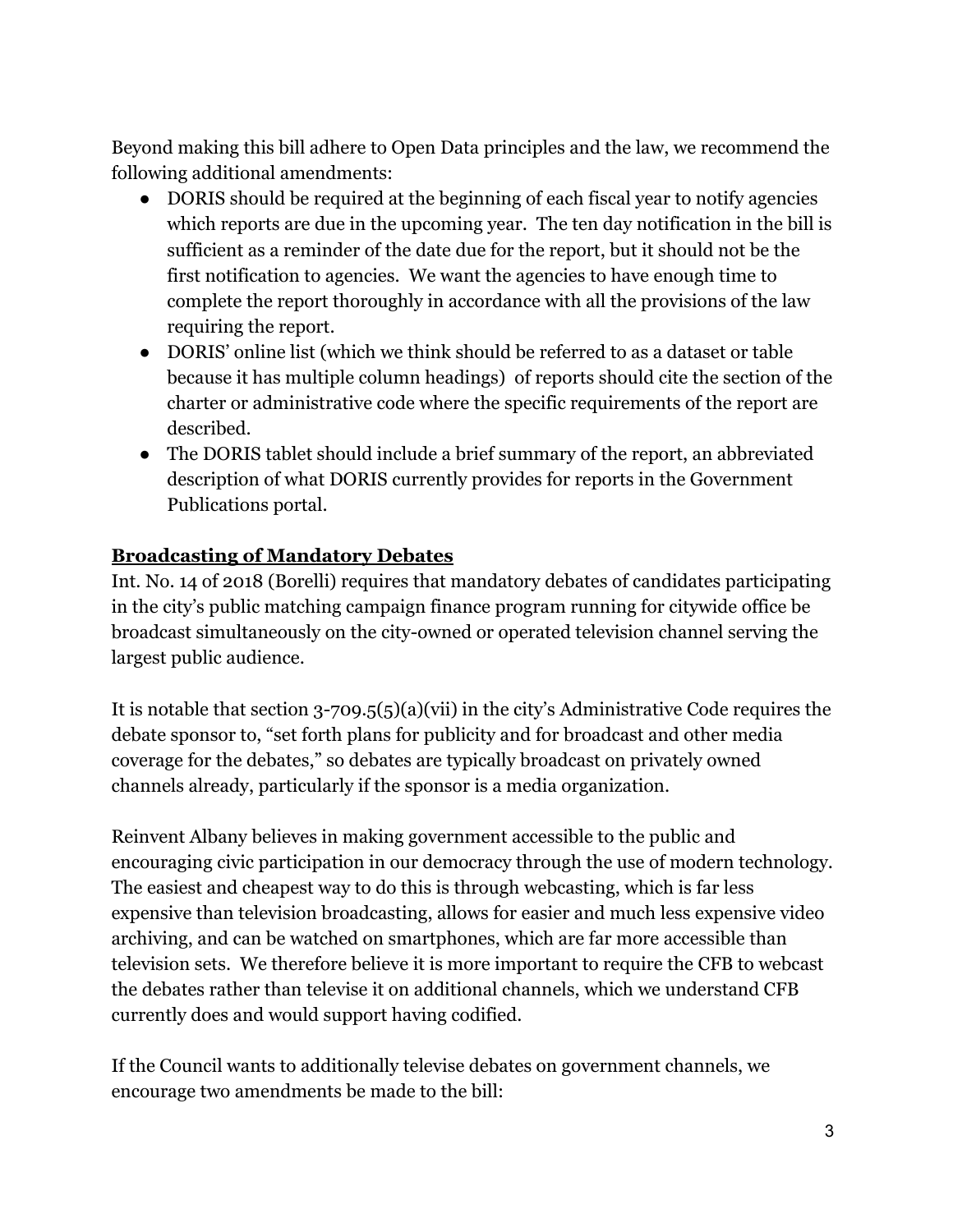Beyond making this bill adhere to Open Data principles and the law, we recommend the following additional amendments:

- DORIS should be required at the beginning of each fiscal year to notify agencies which reports are due in the upcoming year. The ten day notification in the bill is sufficient as a reminder of the date due for the report, but it should not be the first notification to agencies. We want the agencies to have enough time to complete the report thoroughly in accordance with all the provisions of the law requiring the report.
- DORIS' online list (which we think should be referred to as a dataset or table because it has multiple column headings) of reports should cite the section of the charter or administrative code where the specific requirements of the report are described.
- The DORIS tablet should include a brief summary of the report, an abbreviated description of what DORIS currently provides for reports in the Government Publications portal.

**Broadcasting of Mandatory Debates**

Int. No. 14 of 2018 (Borelli) requires that mandatory debates of candidates participating in the city's public matching campaign finance program running for citywide office be broadcast simultaneously on the city-owned or operated television channel serving the largest public audience.

It is notable that section 3-709.5(5)(a)(vii) in the city's Administrative Code requires the debate sponsor to, "set forth plans for publicity and for broadcast and other media coverage for the debates," so debates are typically broadcast on privately owned channels already, particularly if the sponsor is a media organization.

Reinvent Albany believes in making government accessible to the public and encouraging civic participation in our democracy through the use of modern technology. The easiest and cheapest way to do this is through webcasting, which is far less expensive than television broadcasting, allows for easier and much less expensive video archiving, and can be watched on smartphones, which are far more accessible than television sets. We therefore believe it is more important to require the CFB to webcast the debates rather than televise it on additional channels, which we understand CFB currently does and would support having codified.

If the Council wants to additionally televise debates on government channels, we encourage two amendments be made to the bill: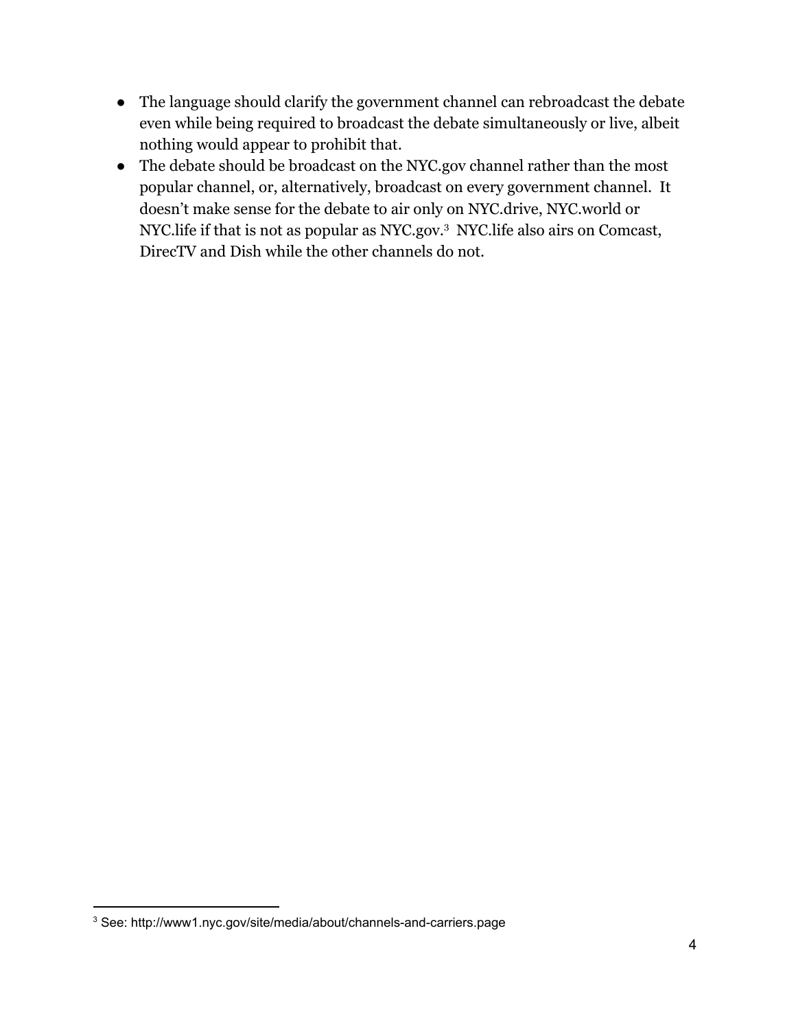- The language should clarify the government channel can rebroadcast the debate even while being required to broadcast the debate simultaneously or live, albeit nothing would appear to prohibit that.
- The debate should be broadcast on the NYC.gov channel rather than the most popular channel, or, alternatively, broadcast on every government channel. It doesn't make sense for the debate to air only on NYC.drive, NYC.world or NYC.life if that is not as popular as NYC.gov.[3] NYC.life also airs on Comcast, DirecTV and Dish while the other channels do not.

[3] See: http://www1.nyc.gov/site/media/about/channels-and-carriers.page